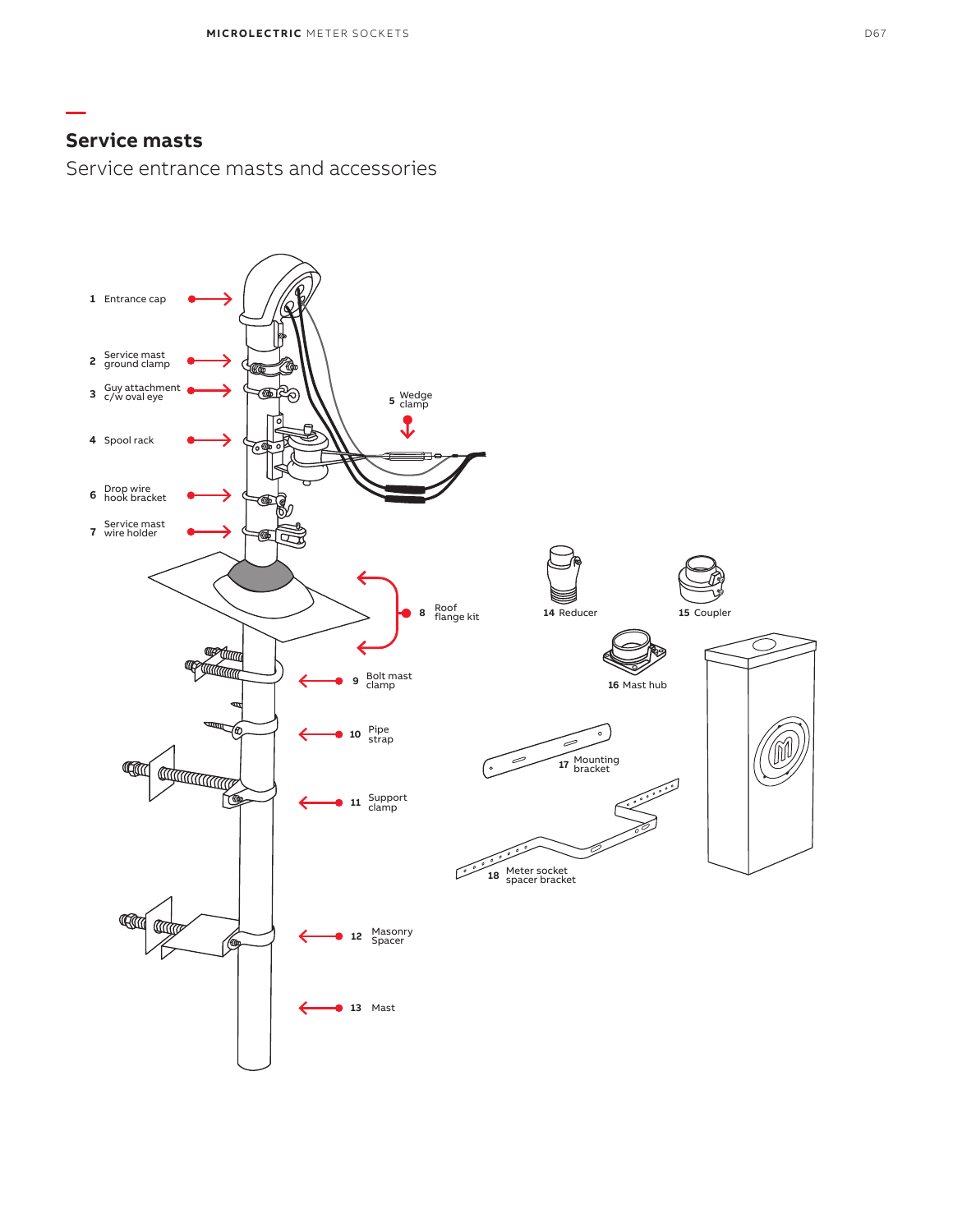## Service masts

Service entrance masts and accessories

1 Entrance cap

2 Service mast ground clamp

3 Guy attachment c/w oval eye

4 Spool rack

5 Wedge clamp

6 Drop wire hook bracket

7 Service mast wire holder

8 Roof flange kit

9 Bolt mast clamp

10 Pipe strap

11 Support clamp

12 Masonry Spacer

13 Mast

14 Reducer

15 Coupler

16 Mast hub

17 Mounting bracket

18 Meter socket spacer bracket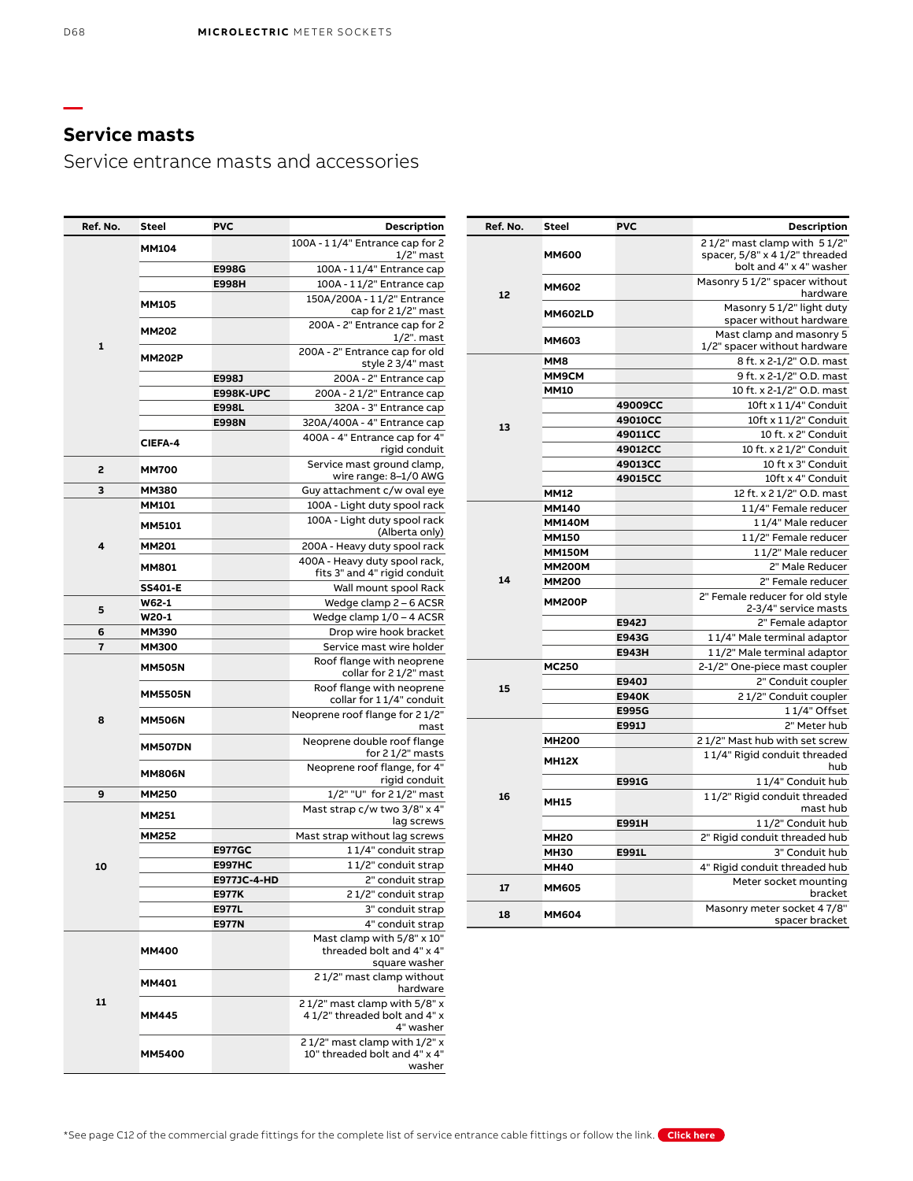## Service masts

Service entrance masts and accessories

| Ref. No. | Steel | PVC | Description |
|---|---|---|---|
| 1 | MM104 | | 100A - 1 1/4" Entrance cap for 2 1/2" mast |
| | | E998G | 100A - 1 1/4" Entrance cap |
| | | E998H | 100A - 1 1/2" Entrance cap |
| | MM105 | | 150A/200A - 1 1/2" Entrance cap for 2 1/2" mast |
| | MM202 | | 200A - 2" Entrance cap for 2 1/2". mast |
| | MM202P | | 200A - 2" Entrance cap for old style 2 3/4" mast |
| | | E998J | 200A - 2" Entrance cap |
| | | E998K-UPC | 200A - 2 1/2" Entrance cap |
| | | E998L | 320A - 3" Entrance cap |
| | | E998N | 320A/400A - 4" Entrance cap |
| | CIEFA-4 | | 400A - 4" Entrance cap for 4" rigid conduit |
| 2 | MM700 | | Service mast ground clamp, wire range: 8–1/0 AWG |
| 3 | MM380 | | Guy attachment c/w oval eye |
| 4 | MM101 | | 100A - Light duty spool rack |
| | MM5101 | | 100A - Light duty spool rack (Alberta only) |
| | MM201 | | 200A - Heavy duty spool rack |
| | MM801 | | 400A - Heavy duty spool rack, fits 3" and 4" rigid conduit |
| | SS401-E | | Wall mount spool Rack |
| 5 | W62-1 | | Wedge clamp 2 – 6 ACSR |
| | W20-1 | | Wedge clamp 1/0 – 4 ACSR |
| 6 | MM390 | | Drop wire hook bracket |
| 7 | MM300 | | Service mast wire holder |
| 8 | MM505N | | Roof flange with neoprene collar for 2 1/2" mast |
| | MM5505N | | Roof flange with neoprene collar for 1 1/4" conduit |
| | MM506N | | Neoprene roof flange for 2 1/2" mast |
| | MM507DN | | Neoprene double roof flange for 2 1/2" masts |
| | MM806N | | Neoprene roof flange, for 4" rigid conduit |
| 9 | MM250 | | 1/2" "U" for 2 1/2" mast |
| 10 | MM251 | | Mast strap c/w two 3/8" x 4" lag screws |
| | MM252 | | Mast strap without lag screws |
| | | E977GC | 1 1/4" conduit strap |
| | | E997HC | 1 1/2" conduit strap |
| | | E977JC-4-HD | 2" conduit strap |
| | | E977K | 2 1/2" conduit strap |
| | | E977L | 3" conduit strap |
| | | E977N | 4" conduit strap |
| 11 | MM400 | | Mast clamp with 5/8" x 10" threaded bolt and 4" x 4" square washer |
| | MM401 | | 2 1/2" mast clamp without hardware |
| | MM445 | | 2 1/2" mast clamp with 5/8" x 4 1/2" threaded bolt and 4" x 4" washer |
| | MM5400 | | 2 1/2" mast clamp with 1/2" x 10" threaded bolt and 4" x 4" washer |
| 12 | MM600 | | 2 1/2" mast clamp with 5 1/2" spacer, 5/8" x 4 1/2" threaded bolt and 4" x 4" washer |
| | MM602 | | Masonry 5 1/2" spacer without hardware |
| | MM602LD | | Masonry 5 1/2" light duty spacer without hardware |
| | MM603 | | Mast clamp and masonry 5 1/2" spacer without hardware |
| 13 | MM8 | | 8 ft. x 2-1/2" O.D. mast |
| | MM9CM | | 9 ft. x 2-1/2" O.D. mast |
| | MM10 | | 10 ft. x 2-1/2" O.D. mast |
| | | 49009CC | 10ft x 1 1/4" Conduit |
| | | 49010CC | 10ft x 1 1/2" Conduit |
| | | 49011CC | 10 ft. x 2" Conduit |
| | | 49012CC | 10 ft. x 2 1/2" Conduit |
| | | 49013CC | 10 ft x 3" Conduit |
| | | 49015CC | 10ft x 4" Conduit |
| | MM12 | | 12 ft. x 2 1/2" O.D. mast |
| 14 | MM140 | | 1 1/4" Female reducer |
| | MM140M | | 1 1/4" Male reducer |
| | MM150 | | 1 1/2" Female reducer |
| | MM150M | | 1 1/2" Male reducer |
| | MM200M | | 2" Male Reducer |
| | MM200 | | 2" Female reducer |
| | MM200P | | 2" Female reducer for old style 2-3/4" service masts |
| | | E942J | 2" Female adaptor |
| | | E943G | 1 1/4" Male terminal adaptor |
| | | E943H | 1 1/2" Male terminal adaptor |
| 15 | MC250 | | 2-1/2" One-piece mast coupler |
| | | E940J | 2" Conduit coupler |
| | | E940K | 2 1/2" Conduit coupler |
| | | E995G | 1 1/4" Offset |
| 16 | | E991J | 2" Meter hub |
| | MH200 | | 2 1/2" Mast hub with set screw |
| | MH12X | | 1 1/4" Rigid conduit threaded hub |
| | | E991G | 1 1/4" Conduit hub |
| | MH15 | | 1 1/2" Rigid conduit threaded mast hub |
| | | E991H | 1 1/2" Conduit hub |
| | MH20 | | 2" Rigid conduit threaded hub |
| | MH30 | E991L | 3" Conduit hub |
| | MH40 | | 4" Rigid conduit threaded hub |
| 17 | MM605 | | Meter socket mounting bracket |
| 18 | MM604 | | Masonry meter socket 4 7/8" spacer bracket |

*See page C12 of the commercial grade fittings for the complete list of service entrance cable fittings or follow the link. Click here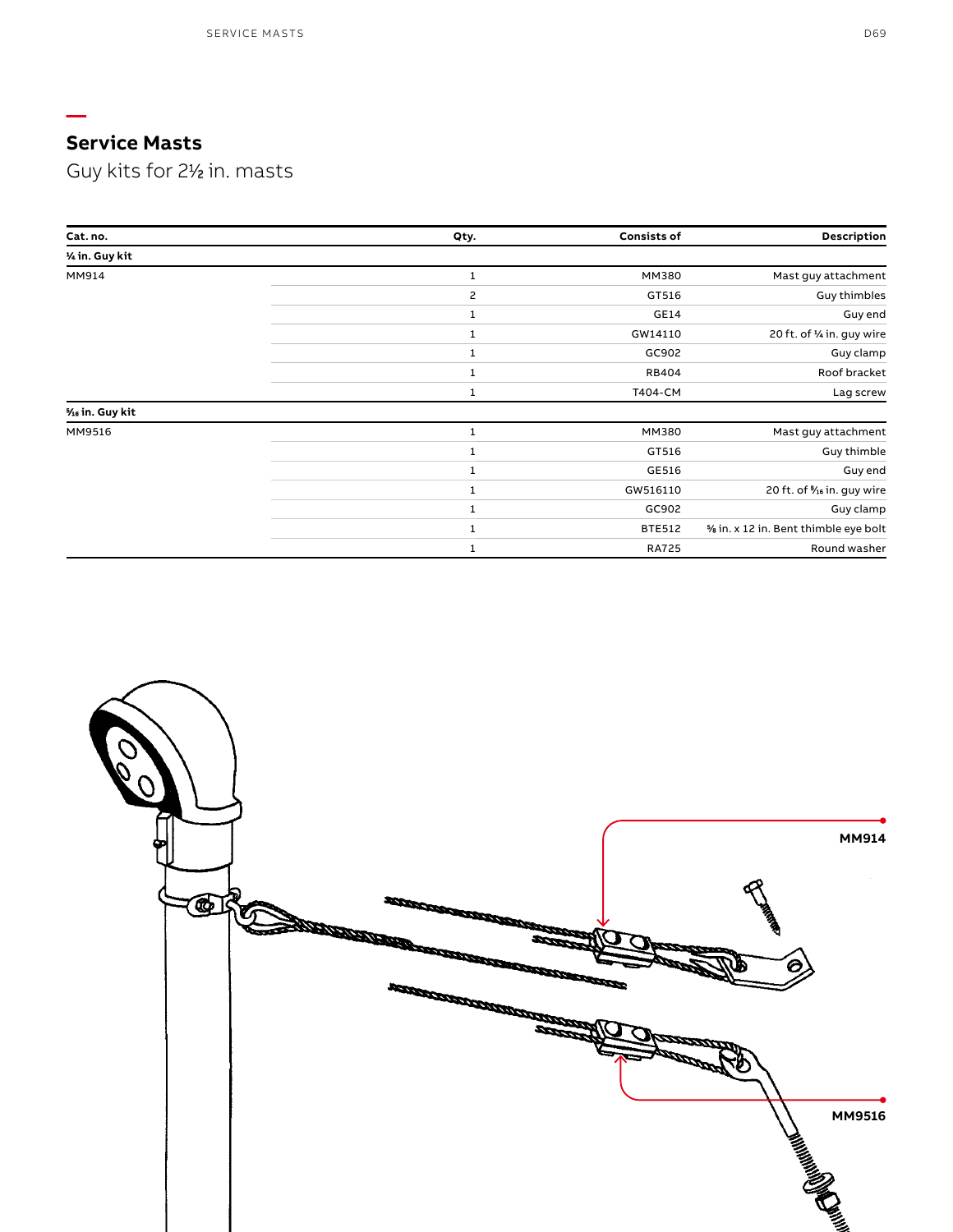# Service Masts

## Guy kits for 2½ in. masts

| Cat. no. | Qty. | Consists of | Description |
|---|---|---|---|
| **¼ in. Guy kit** | | | |
| MM914 | 1 | MM380 | Mast guy attachment |
| | 2 | GT516 | Guy thimbles |
| | 1 | GE14 | Guy end |
| | 1 | GW14110 | 20 ft. of ¼ in. guy wire |
| | 1 | GC902 | Guy clamp |
| | 1 | RB404 | Roof bracket |
| | 1 | T404-CM | Lag screw |
| **5⁄16 in. Guy kit** | | | |
| MM9516 | 1 | MM380 | Mast guy attachment |
| | 1 | GT516 | Guy thimble |
| | 1 | GE516 | Guy end |
| | 1 | GW516110 | 20 ft. of 5⁄16 in. guy wire |
| | 1 | GC902 | Guy clamp |
| | 1 | BTE512 | ⅝ in. x 12 in. Bent thimble eye bolt |
| | 1 | RA725 | Round washer |

**MM914**

**MM9516**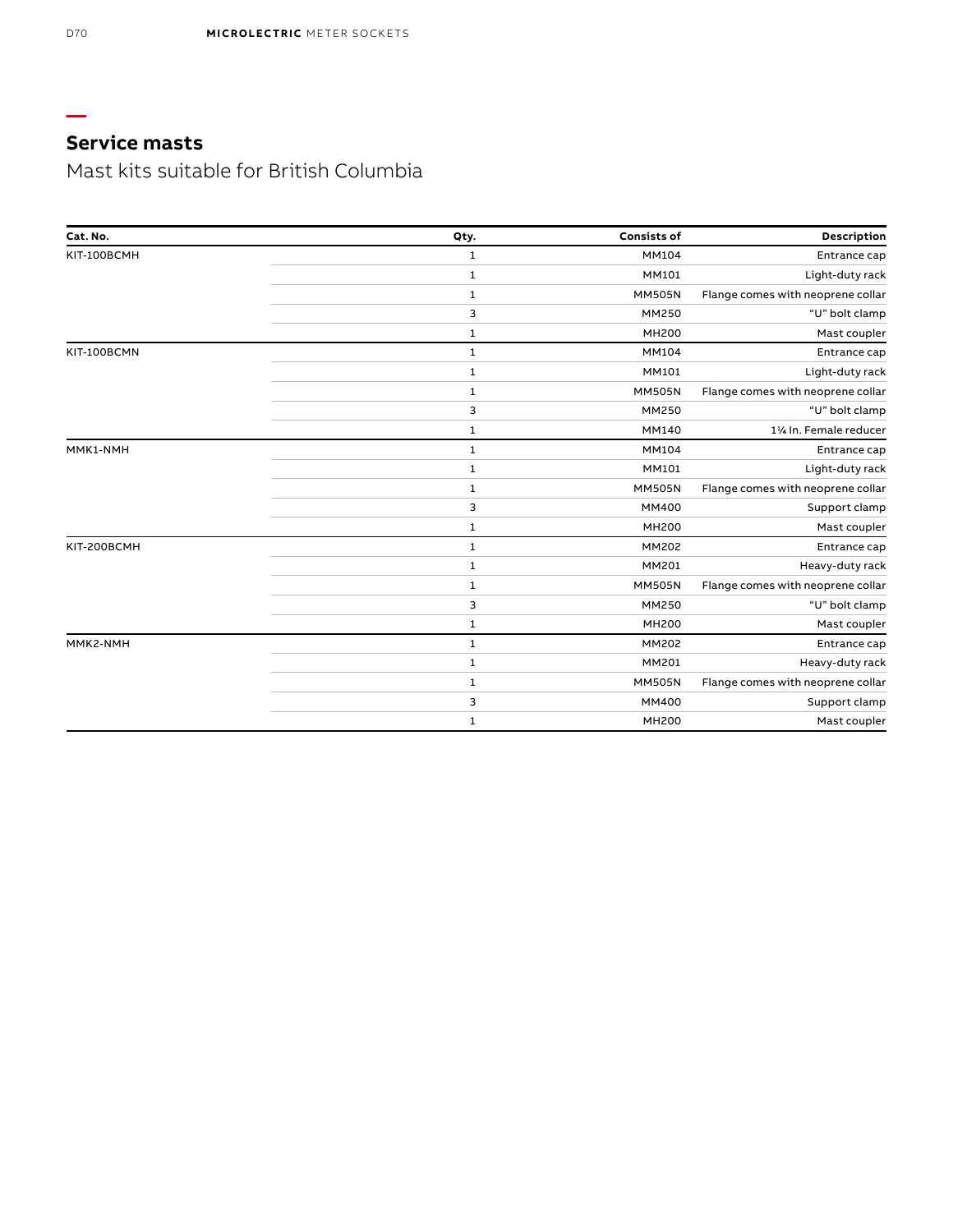## Service masts

Mast kits suitable for British Columbia

| Cat. No. | Qty. | Consists of | Description |
|---|---|---|---|
| KIT-100BCMH | 1 | MM104 | Entrance cap |
| | 1 | MM101 | Light-duty rack |
| | 1 | MM505N | Flange comes with neoprene collar |
| | 3 | MM250 | “U” bolt clamp |
| | 1 | MH200 | Mast coupler |
| KIT-100BCMN | 1 | MM104 | Entrance cap |
| | 1 | MM101 | Light-duty rack |
| | 1 | MM505N | Flange comes with neoprene collar |
| | 3 | MM250 | “U” bolt clamp |
| | 1 | MM140 | 1¼ In. Female reducer |
| MMK1-NMH | 1 | MM104 | Entrance cap |
| | 1 | MM101 | Light-duty rack |
| | 1 | MM505N | Flange comes with neoprene collar |
| | 3 | MM400 | Support clamp |
| | 1 | MH200 | Mast coupler |
| KIT-200BCMH | 1 | MM202 | Entrance cap |
| | 1 | MM201 | Heavy-duty rack |
| | 1 | MM505N | Flange comes with neoprene collar |
| | 3 | MM250 | “U” bolt clamp |
| | 1 | MH200 | Mast coupler |
| MMK2-NMH | 1 | MM202 | Entrance cap |
| | 1 | MM201 | Heavy-duty rack |
| | 1 | MM505N | Flange comes with neoprene collar |
| | 3 | MM400 | Support clamp |
| | 1 | MH200 | Mast coupler |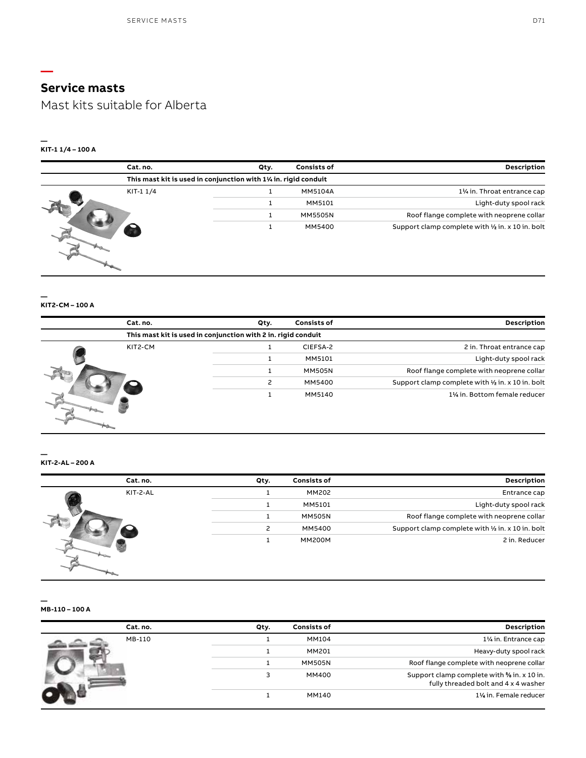# Service masts

## Mast kits suitable for Alberta

### KIT-1 1/4 – 100 A

| Cat. no. | Qty. | Consists of | Description |
|---|---|---|---|
| This mast kit is used in conjunction with 1¼ in. rigid conduit | | | |
| KIT-1 1/4 | 1 | MM5104A | 1¼ in. Throat entrance cap |
| | 1 | MM5101 | Light-duty spool rack |
| | 1 | MM5505N | Roof flange complete with neoprene collar |
| | 1 | MM5400 | Support clamp complete with ½ in. x 10 in. bolt |

### KIT2-CM – 100 A

| Cat. no. | Qty. | Consists of | Description |
|---|---|---|---|
| This mast kit is used in conjunction with 2 in. rigid conduit | | | |
| KIT2-CM | 1 | CIEFSA-2 | 2 in. Throat entrance cap |
| | 1 | MM5101 | Light-duty spool rack |
| | 1 | MM505N | Roof flange complete with neoprene collar |
| | 2 | MM5400 | Support clamp complete with ½ in. x 10 in. bolt |
| | 1 | MM5140 | 1¼ in. Bottom female reducer |

### KIT-2-AL – 200 A

| Cat. no. | Qty. | Consists of | Description |
|---|---|---|---|
| KIT-2-AL | 1 | MM202 | Entrance cap |
| | 1 | MM5101 | Light-duty spool rack |
| | 1 | MM505N | Roof flange complete with neoprene collar |
| | 2 | MM5400 | Support clamp complete with ½ in. x 10 in. bolt |
| | 1 | MM200M | 2 in. Reducer |

### MB-110 – 100 A

| Cat. no. | Qty. | Consists of | Description |
|---|---|---|---|
| MB-110 | 1 | MM104 | 1¼ in. Entrance cap |
| | 1 | MM201 | Heavy-duty spool rack |
| | 1 | MM505N | Roof flange complete with neoprene collar |
| | 3 | MM400 | Support clamp complete with ⅝ in. x 10 in. fully threaded bolt and 4 x 4 washer |
| | 1 | MM140 | 1¼ in. Female reducer |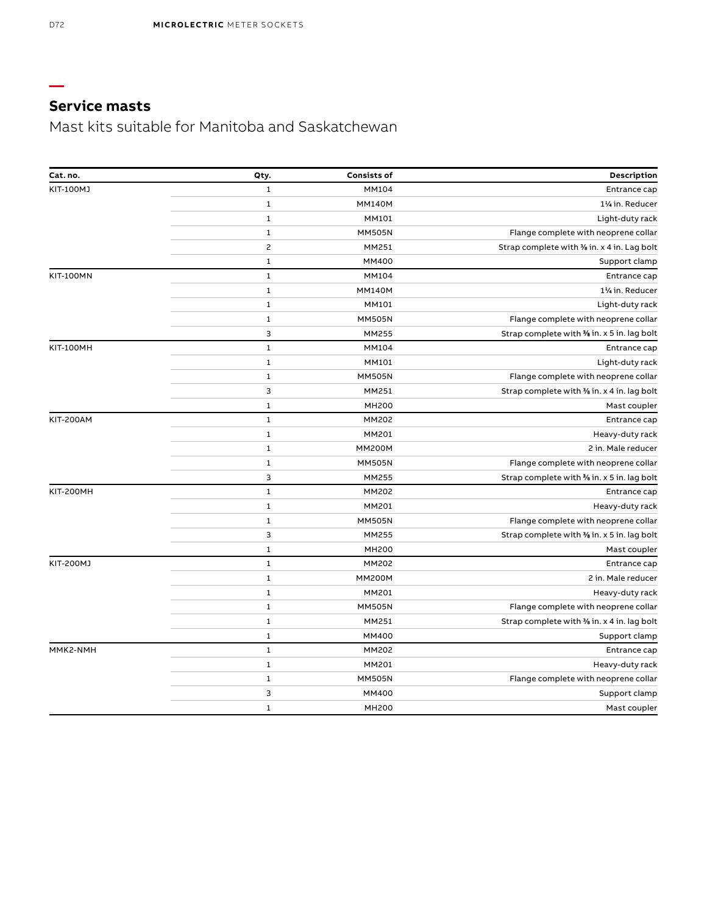## Service masts

Mast kits suitable for Manitoba and Saskatchewan

| Cat. no. | Qty. | Consists of | Description |
|---|---|---|---|
| KIT-100MJ | 1 | MM104 | Entrance cap |
| | 1 | MM140M | 1¼ in. Reducer |
| | 1 | MM101 | Light-duty rack |
| | 1 | MM505N | Flange complete with neoprene collar |
| | 2 | MM251 | Strap complete with ⅜ in. x 4 in. Lag bolt |
| | 1 | MM400 | Support clamp |
| KIT-100MN | 1 | MM104 | Entrance cap |
| | 1 | MM140M | 1¼ in. Reducer |
| | 1 | MM101 | Light-duty rack |
| | 1 | MM505N | Flange complete with neoprene collar |
| | 3 | MM255 | Strap complete with ⅜ in. x 5 in. lag bolt |
| KIT-100MH | 1 | MM104 | Entrance cap |
| | 1 | MM101 | Light-duty rack |
| | 1 | MM505N | Flange complete with neoprene collar |
| | 3 | MM251 | Strap complete with ⅜ in. x 4 in. lag bolt |
| | 1 | MH200 | Mast coupler |
| KIT-200AM | 1 | MM202 | Entrance cap |
| | 1 | MM201 | Heavy-duty rack |
| | 1 | MM200M | 2 in. Male reducer |
| | 1 | MM505N | Flange complete with neoprene collar |
| | 3 | MM255 | Strap complete with ⅜ in. x 5 in. lag bolt |
| KIT-200MH | 1 | MM202 | Entrance cap |
| | 1 | MM201 | Heavy-duty rack |
| | 1 | MM505N | Flange complete with neoprene collar |
| | 3 | MM255 | Strap complete with ⅜ in. x 5 in. lag bolt |
| | 1 | MH200 | Mast coupler |
| KIT-200MJ | 1 | MM202 | Entrance cap |
| | 1 | MM200M | 2 in. Male reducer |
| | 1 | MM201 | Heavy-duty rack |
| | 1 | MM505N | Flange complete with neoprene collar |
| | 1 | MM251 | Strap complete with ⅜ in. x 4 in. lag bolt |
| | 1 | MM400 | Support clamp |
| MMK2-NMH | 1 | MM202 | Entrance cap |
| | 1 | MM201 | Heavy-duty rack |
| | 1 | MM505N | Flange complete with neoprene collar |
| | 3 | MM400 | Support clamp |
| | 1 | MH200 | Mast coupler |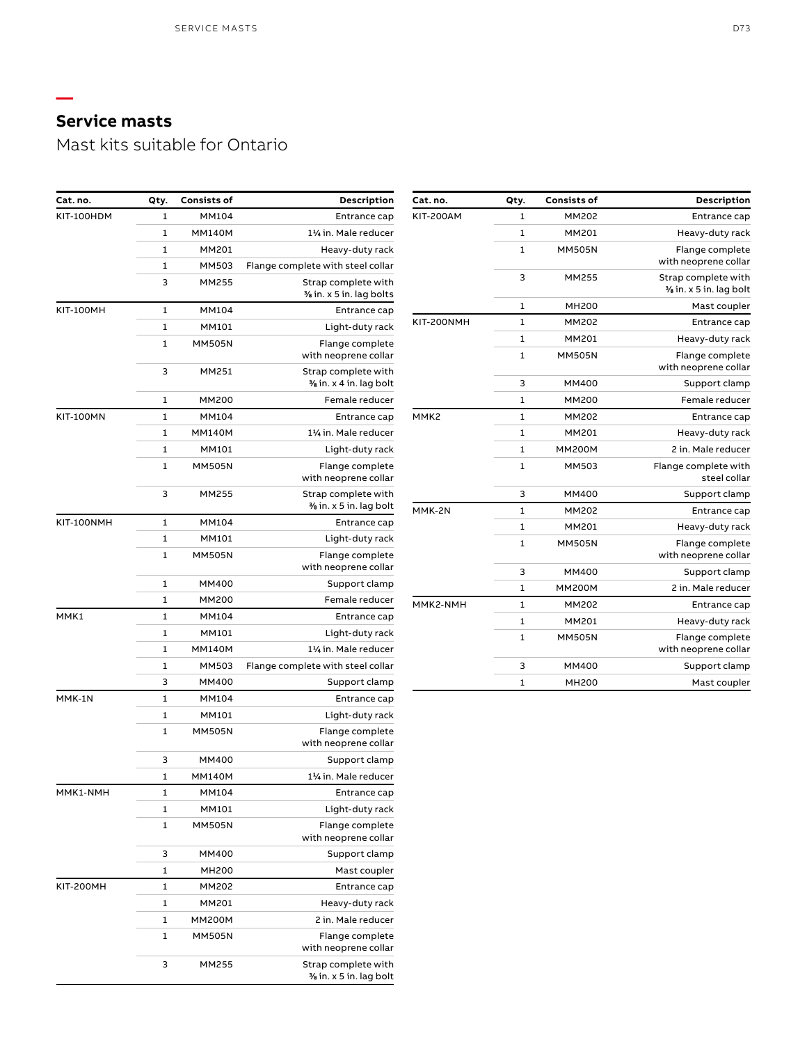# Service masts

Mast kits suitable for Ontario

| Cat. no. | Qty. | Consists of | Description |
|---|---|---|---|
| KIT-100HDM | 1 | MM104 | Entrance cap |
| | 1 | MM140M | 1¼ in. Male reducer |
| | 1 | MM201 | Heavy-duty rack |
| | 1 | MM503 | Flange complete with steel collar |
| | 3 | MM255 | Strap complete with ⅜ in. x 5 in. lag bolts |
| KIT-100MH | 1 | MM104 | Entrance cap |
| | 1 | MM101 | Light-duty rack |
| | 1 | MM505N | Flange complete with neoprene collar |
| | 3 | MM251 | Strap complete with ⅜ in. x 4 in. lag bolt |
| | 1 | MM200 | Female reducer |
| KIT-100MN | 1 | MM104 | Entrance cap |
| | 1 | MM140M | 1¼ in. Male reducer |
| | 1 | MM101 | Light-duty rack |
| | 1 | MM505N | Flange complete with neoprene collar |
| | 3 | MM255 | Strap complete with ⅜ in. x 5 in. lag bolt |
| KIT-100NMH | 1 | MM104 | Entrance cap |
| | 1 | MM101 | Light-duty rack |
| | 1 | MM505N | Flange complete with neoprene collar |
| | 1 | MM400 | Support clamp |
| | 1 | MM200 | Female reducer |
| MMK1 | 1 | MM104 | Entrance cap |
| | 1 | MM101 | Light-duty rack |
| | 1 | MM140M | 1¼ in. Male reducer |
| | 1 | MM503 | Flange complete with steel collar |
| | 3 | MM400 | Support clamp |
| MMK-1N | 1 | MM104 | Entrance cap |
| | 1 | MM101 | Light-duty rack |
| | 1 | MM505N | Flange complete with neoprene collar |
| | 3 | MM400 | Support clamp |
| | 1 | MM140M | 1¼ in. Male reducer |
| MMK1-NMH | 1 | MM104 | Entrance cap |
| | 1 | MM101 | Light-duty rack |
| | 1 | MM505N | Flange complete with neoprene collar |
| | 3 | MM400 | Support clamp |
| | 1 | MH200 | Mast coupler |
| KIT-200MH | 1 | MM202 | Entrance cap |
| | 1 | MM201 | Heavy-duty rack |
| | 1 | MM200M | 2 in. Male reducer |
| | 1 | MM505N | Flange complete with neoprene collar |
| | 3 | MM255 | Strap complete with ⅜ in. x 5 in. lag bolt |

| Cat. no. | Qty. | Consists of | Description |
|---|---|---|---|
| KIT-200AM | 1 | MM202 | Entrance cap |
| | 1 | MM201 | Heavy-duty rack |
| | 1 | MM505N | Flange complete with neoprene collar |
| | 3 | MM255 | Strap complete with ⅜ in. x 5 in. lag bolt |
| | 1 | MH200 | Mast coupler |
| KIT-200NMH | 1 | MM202 | Entrance cap |
| | 1 | MM201 | Heavy-duty rack |
| | 1 | MM505N | Flange complete with neoprene collar |
| | 3 | MM400 | Support clamp |
| | 1 | MM200 | Female reducer |
| MMK2 | 1 | MM202 | Entrance cap |
| | 1 | MM201 | Heavy-duty rack |
| | 1 | MM200M | 2 in. Male reducer |
| | 1 | MM503 | Flange complete with steel collar |
| | 3 | MM400 | Support clamp |
| MMK-2N | 1 | MM202 | Entrance cap |
| | 1 | MM201 | Heavy-duty rack |
| | 1 | MM505N | Flange complete with neoprene collar |
| | 3 | MM400 | Support clamp |
| | 1 | MM200M | 2 in. Male reducer |
| MMK2-NMH | 1 | MM202 | Entrance cap |
| | 1 | MM201 | Heavy-duty rack |
| | 1 | MM505N | Flange complete with neoprene collar |
| | 3 | MM400 | Support clamp |
| | 1 | MH200 | Mast coupler |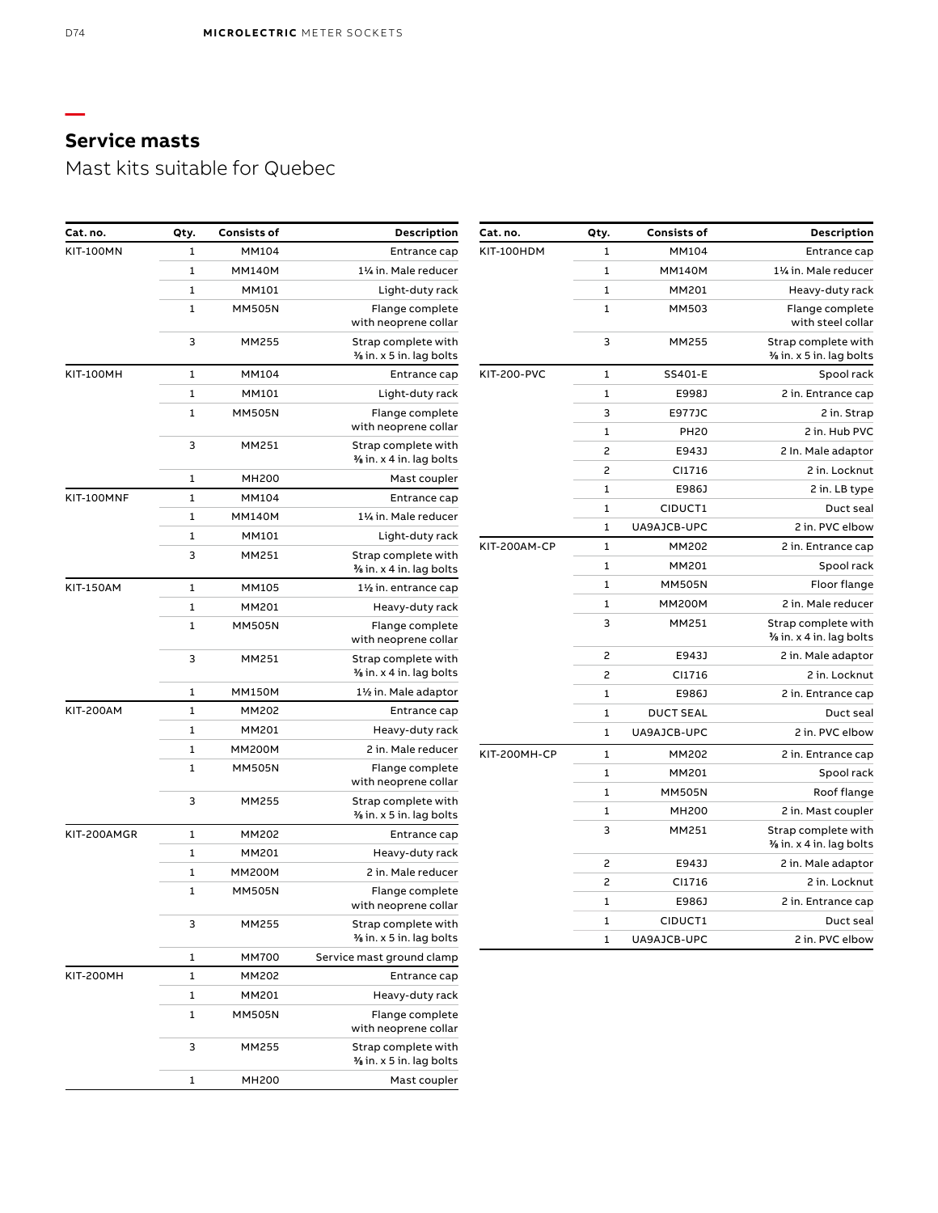## Service masts

Mast kits suitable for Quebec

| Cat. no. | Qty. | Consists of | Description |
|---|---|---|---|
| KIT-100MN | 1 | MM104 | Entrance cap |
| | 1 | MM140M | 1¼ in. Male reducer |
| | 1 | MM101 | Light-duty rack |
| | 1 | MM505N | Flange complete with neoprene collar |
| | 3 | MM255 | Strap complete with ⅜ in. x 5 in. lag bolts |
| KIT-100MH | 1 | MM104 | Entrance cap |
| | 1 | MM101 | Light-duty rack |
| | 1 | MM505N | Flange complete with neoprene collar |
| | 3 | MM251 | Strap complete with ⅜ in. x 4 in. lag bolts |
| | 1 | MH200 | Mast coupler |
| KIT-100MNF | 1 | MM104 | Entrance cap |
| | 1 | MM140M | 1¼ in. Male reducer |
| | 1 | MM101 | Light-duty rack |
| | 3 | MM251 | Strap complete with ⅜ in. x 4 in. lag bolts |
| KIT-150AM | 1 | MM105 | 1½ in. entrance cap |
| | 1 | MM201 | Heavy-duty rack |
| | 1 | MM505N | Flange complete with neoprene collar |
| | 3 | MM251 | Strap complete with ⅜ in. x 4 in. lag bolts |
| | 1 | MM150M | 1½ in. Male adaptor |
| KIT-200AM | 1 | MM202 | Entrance cap |
| | 1 | MM201 | Heavy-duty rack |
| | 1 | MM200M | 2 in. Male reducer |
| | 1 | MM505N | Flange complete with neoprene collar |
| | 3 | MM255 | Strap complete with ⅜ in. x 5 in. lag bolts |
| KIT-200AMGR | 1 | MM202 | Entrance cap |
| | 1 | MM201 | Heavy-duty rack |
| | 1 | MM200M | 2 in. Male reducer |
| | 1 | MM505N | Flange complete with neoprene collar |
| | 3 | MM255 | Strap complete with ⅜ in. x 5 in. lag bolts |
| | 1 | MM700 | Service mast ground clamp |
| KIT-200MH | 1 | MM202 | Entrance cap |
| | 1 | MM201 | Heavy-duty rack |
| | 1 | MM505N | Flange complete with neoprene collar |
| | 3 | MM255 | Strap complete with ⅜ in. x 5 in. lag bolts |
| | 1 | MH200 | Mast coupler |

| Cat. no. | Qty. | Consists of | Description |
|---|---|---|---|
| KIT-100HDM | 1 | MM104 | Entrance cap |
| | 1 | MM140M | 1¼ in. Male reducer |
| | 1 | MM201 | Heavy-duty rack |
| | 1 | MM503 | Flange complete with steel collar |
| | 3 | MM255 | Strap complete with ⅜ in. x 5 in. lag bolts |
| KIT-200-PVC | 1 | SS401-E | Spool rack |
| | 1 | E998J | 2 in. Entrance cap |
| | 3 | E977JC | 2 in. Strap |
| | 1 | PH20 | 2 in. Hub PVC |
| | 2 | E943J | 2 In. Male adaptor |
| | 2 | CI1716 | 2 in. Locknut |
| | 1 | E986J | 2 in. LB type |
| | 1 | CIDUCT1 | Duct seal |
| | 1 | UA9AJCB-UPC | 2 in. PVC elbow |
| KIT-200AM-CP | 1 | MM202 | 2 in. Entrance cap |
| | 1 | MM201 | Spool rack |
| | 1 | MM505N | Floor flange |
| | 1 | MM200M | 2 in. Male reducer |
| | 3 | MM251 | Strap complete with ⅜ in. x 4 in. lag bolts |
| | 2 | E943J | 2 in. Male adaptor |
| | 2 | CI1716 | 2 in. Locknut |
| | 1 | E986J | 2 in. Entrance cap |
| | 1 | DUCT SEAL | Duct seal |
| | 1 | UA9AJCB-UPC | 2 in. PVC elbow |
| KIT-200MH-CP | 1 | MM202 | 2 in. Entrance cap |
| | 1 | MM201 | Spool rack |
| | 1 | MM505N | Roof flange |
| | 1 | MH200 | 2 in. Mast coupler |
| | 3 | MM251 | Strap complete with ⅜ in. x 4 in. lag bolts |
| | 2 | E943J | 2 in. Male adaptor |
| | 2 | CI1716 | 2 in. Locknut |
| | 1 | E986J | 2 in. Entrance cap |
| | 1 | CIDUCT1 | Duct seal |
| | 1 | UA9AJCB-UPC | 2 in. PVC elbow |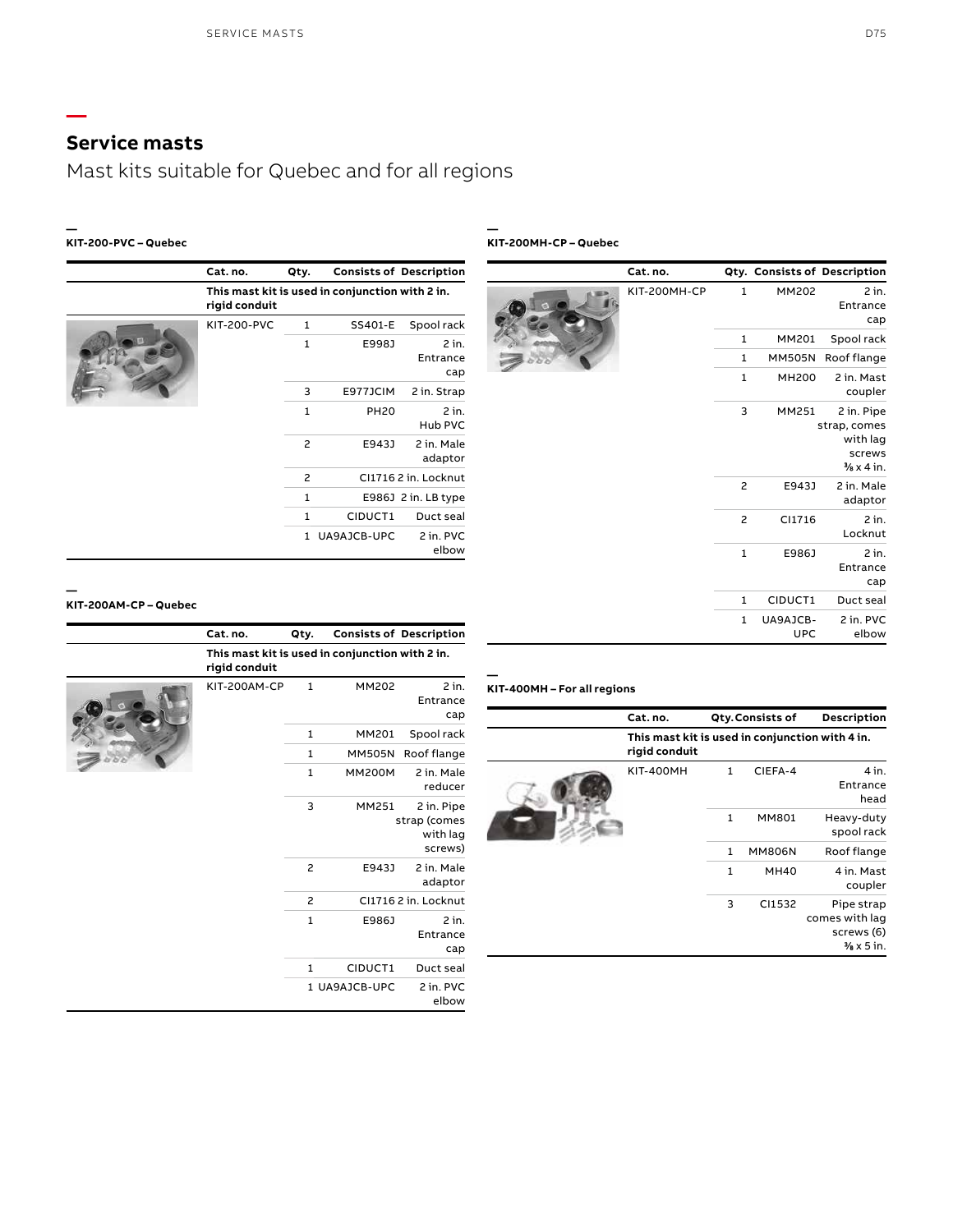## Service masts

Mast kits suitable for Quebec and for all regions

### KIT-200-PVC – Quebec

| Cat. no. | Qty. | Consists of | Description |
|---|---|---|---|
| This mast kit is used in conjunction with 2 in. rigid conduit | | | |
| KIT-200-PVC | 1 | SS401-E | Spool rack |
| | 1 | E998J | 2 in. Entrance cap |
| | 3 | E977JCIM | 2 in. Strap |
| | 1 | PH20 | 2 in. Hub PVC |
| | 2 | E943J | 2 in. Male adaptor |
| | 2 | CI1716 | 2 in. Locknut |
| | 1 | E986J | 2 in. LB type |
| | 1 | CIDUCT1 | Duct seal |
| | 1 | UA9AJCB-UPC | 2 in. PVC elbow |

### KIT-200AM-CP – Quebec

| Cat. no. | Qty. | Consists of | Description |
|---|---|---|---|
| This mast kit is used in conjunction with 2 in. rigid conduit | | | |
| KIT-200AM-CP | 1 | MM202 | 2 in. Entrance cap |
| | 1 | MM201 | Spool rack |
| | 1 | MM505N | Roof flange |
| | 1 | MM200M | 2 in. Male reducer |
| | 3 | MM251 | 2 in. Pipe strap (comes with lag screws) |
| | 2 | E943J | 2 in. Male adaptor |
| | 2 | CI1716 | 2 in. Locknut |
| | 1 | E986J | 2 in. Entrance cap |
| | 1 | CIDUCT1 | Duct seal |
| | 1 | UA9AJCB-UPC | 2 in. PVC elbow |

### KIT-200MH-CP – Quebec

| Cat. no. | Qty. | Consists of | Description |
|---|---|---|---|
| KIT-200MH-CP | 1 | MM202 | 2 in. Entrance cap |
| | 1 | MM201 | Spool rack |
| | 1 | MM505N | Roof flange |
| | 1 | MH200 | 2 in. Mast coupler |
| | 3 | MM251 | 2 in. Pipe strap, comes with lag screws ⅜ x 4 in. |
| | 2 | E943J | 2 in. Male adaptor |
| | 2 | CI1716 | 2 in. Locknut |
| | 1 | E986J | 2 in. Entrance cap |
| | 1 | CIDUCT1 | Duct seal |
| | 1 | UA9AJCB-UPC | 2 in. PVC elbow |

### KIT-400MH – For all regions

| Cat. no. | Qty. | Consists of | Description |
|---|---|---|---|
| This mast kit is used in conjunction with 4 in. rigid conduit | | | |
| KIT-400MH | 1 | CIEFA-4 | 4 in. Entrance head |
| | 1 | MM801 | Heavy-duty spool rack |
| | 1 | MM806N | Roof flange |
| | 1 | MH40 | 4 in. Mast coupler |
| | 3 | CI1532 | Pipe strap comes with lag screws (6) ⅜ x 5 in. |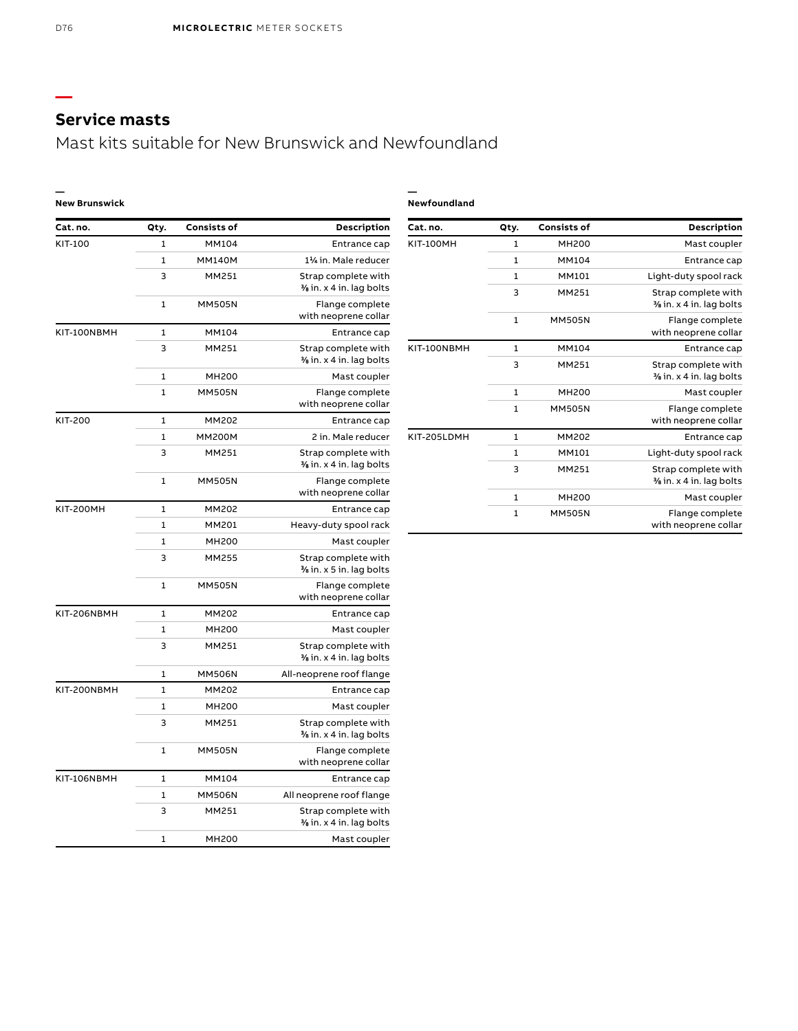## Service masts

Mast kits suitable for New Brunswick and Newfoundland

### New Brunswick

| Cat. no. | Qty. | Consists of | Description |
|---|---|---|---|
| KIT-100 | 1 | MM104 | Entrance cap |
| | 1 | MM140M | 1¼ in. Male reducer |
| | 3 | MM251 | Strap complete with ⅜ in. x 4 in. lag bolts |
| | 1 | MM505N | Flange complete with neoprene collar |
| KIT-100NBMH | 1 | MM104 | Entrance cap |
| | 3 | MM251 | Strap complete with ⅜ in. x 4 in. lag bolts |
| | 1 | MH200 | Mast coupler |
| | 1 | MM505N | Flange complete with neoprene collar |
| KIT-200 | 1 | MM202 | Entrance cap |
| | 1 | MM200M | 2 in. Male reducer |
| | 3 | MM251 | Strap complete with ⅜ in. x 4 in. lag bolts |
| | 1 | MM505N | Flange complete with neoprene collar |
| KIT-200MH | 1 | MM202 | Entrance cap |
| | 1 | MM201 | Heavy-duty spool rack |
| | 1 | MH200 | Mast coupler |
| | 3 | MM255 | Strap complete with ⅜ in. x 5 in. lag bolts |
| | 1 | MM505N | Flange complete with neoprene collar |
| KIT-206NBMH | 1 | MM202 | Entrance cap |
| | 1 | MH200 | Mast coupler |
| | 3 | MM251 | Strap complete with ⅜ in. x 4 in. lag bolts |
| | 1 | MM506N | All-neoprene roof flange |
| KIT-200NBMH | 1 | MM202 | Entrance cap |
| | 1 | MH200 | Mast coupler |
| | 3 | MM251 | Strap complete with ⅜ in. x 4 in. lag bolts |
| | 1 | MM505N | Flange complete with neoprene collar |
| KIT-106NBMH | 1 | MM104 | Entrance cap |
| | 1 | MM506N | All neoprene roof flange |
| | 3 | MM251 | Strap complete with ⅜ in. x 4 in. lag bolts |
| | 1 | MH200 | Mast coupler |

### Newfoundland

| Cat. no. | Qty. | Consists of | Description |
|---|---|---|---|
| KIT-100MH | 1 | MH200 | Mast coupler |
| | 1 | MM104 | Entrance cap |
| | 1 | MM101 | Light-duty spool rack |
| | 3 | MM251 | Strap complete with ⅜ in. x 4 in. lag bolts |
| | 1 | MM505N | Flange complete with neoprene collar |
| KIT-100NBMH | 1 | MM104 | Entrance cap |
| | 3 | MM251 | Strap complete with ⅜ in. x 4 in. lag bolts |
| | 1 | MH200 | Mast coupler |
| | 1 | MM505N | Flange complete with neoprene collar |
| KIT-205LDMH | 1 | MM202 | Entrance cap |
| | 1 | MM101 | Light-duty spool rack |
| | 3 | MM251 | Strap complete with ⅜ in. x 4 in. lag bolts |
| | 1 | MH200 | Mast coupler |
| | 1 | MM505N | Flange complete with neoprene collar |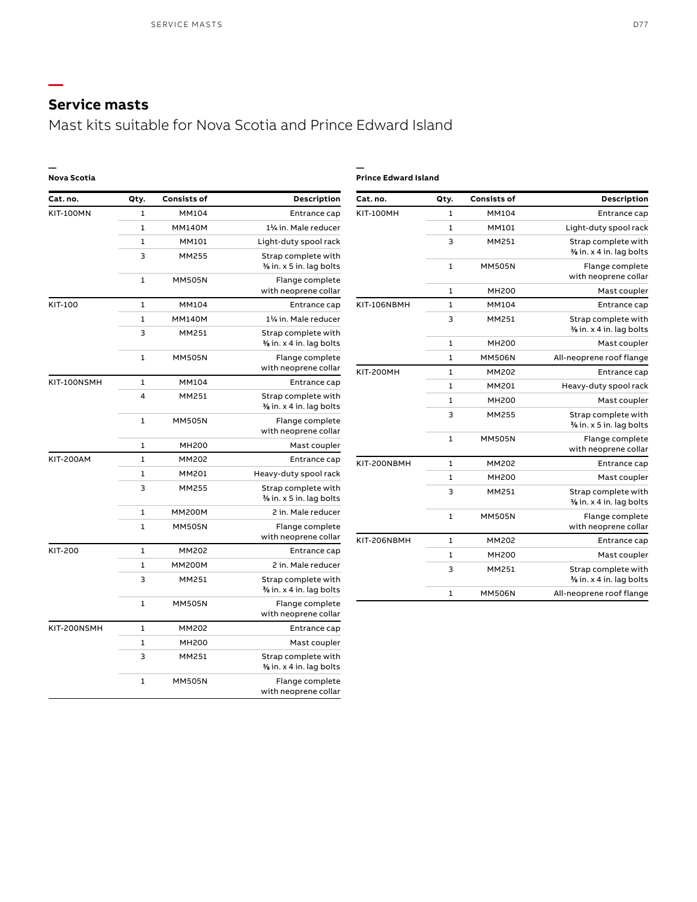# Service masts

## Mast kits suitable for Nova Scotia and Prince Edward Island

### Nova Scotia

| Cat. no. | Qty. | Consists of | Description |
|---|---|---|---|
| KIT-100MN | 1 | MM104 | Entrance cap |
| | 1 | MM140M | 1¼ in. Male reducer |
| | 1 | MM101 | Light-duty spool rack |
| | 3 | MM255 | Strap complete with ⅜ in. x 5 in. lag bolts |
| | 1 | MM505N | Flange complete with neoprene collar |
| KIT-100 | 1 | MM104 | Entrance cap |
| | 1 | MM140M | 1¼ in. Male reducer |
| | 3 | MM251 | Strap complete with ⅜ in. x 4 in. lag bolts |
| | 1 | MM505N | Flange complete with neoprene collar |
| KIT-100NSMH | 1 | MM104 | Entrance cap |
| | 4 | MM251 | Strap complete with ⅜ in. x 4 in. lag bolts |
| | 1 | MM505N | Flange complete with neoprene collar |
| | 1 | MH200 | Mast coupler |
| KIT-200AM | 1 | MM202 | Entrance cap |
| | 1 | MM201 | Heavy-duty spool rack |
| | 3 | MM255 | Strap complete with ⅜ in. x 5 in. lag bolts |
| | 1 | MM200M | 2 in. Male reducer |
| | 1 | MM505N | Flange complete with neoprene collar |
| KIT-200 | 1 | MM202 | Entrance cap |
| | 1 | MM200M | 2 in. Male reducer |
| | 3 | MM251 | Strap complete with ⅜ in. x 4 in. lag bolts |
| | 1 | MM505N | Flange complete with neoprene collar |
| KIT-200NSMH | 1 | MM202 | Entrance cap |
| | 1 | MH200 | Mast coupler |
| | 3 | MM251 | Strap complete with ⅜ in. x 4 in. lag bolts |
| | 1 | MM505N | Flange complete with neoprene collar |

### Prince Edward Island

| Cat. no. | Qty. | Consists of | Description |
|---|---|---|---|
| KIT-100MH | 1 | MM104 | Entrance cap |
| | 1 | MM101 | Light-duty spool rack |
| | 3 | MM251 | Strap complete with ⅜ in. x 4 in. lag bolts |
| | 1 | MM505N | Flange complete with neoprene collar |
| | 1 | MH200 | Mast coupler |
| KIT-106NBMH | 1 | MM104 | Entrance cap |
| | 3 | MM251 | Strap complete with ⅜ in. x 4 in. lag bolts |
| | 1 | MH200 | Mast coupler |
| | 1 | MM506N | All-neoprene roof flange |
| KIT-200MH | 1 | MM202 | Entrance cap |
| | 1 | MM201 | Heavy-duty spool rack |
| | 1 | MH200 | Mast coupler |
| | 3 | MM255 | Strap complete with ⅜ in. x 5 in. lag bolts |
| | 1 | MM505N | Flange complete with neoprene collar |
| KIT-200NBMH | 1 | MM202 | Entrance cap |
| | 1 | MH200 | Mast coupler |
| | 3 | MM251 | Strap complete with ⅜ in. x 4 in. lag bolts |
| | 1 | MM505N | Flange complete with neoprene collar |
| KIT-206NBMH | 1 | MM202 | Entrance cap |
| | 1 | MH200 | Mast coupler |
| | 3 | MM251 | Strap complete with ⅜ in. x 4 in. lag bolts |
| | 1 | MM506N | All-neoprene roof flange |